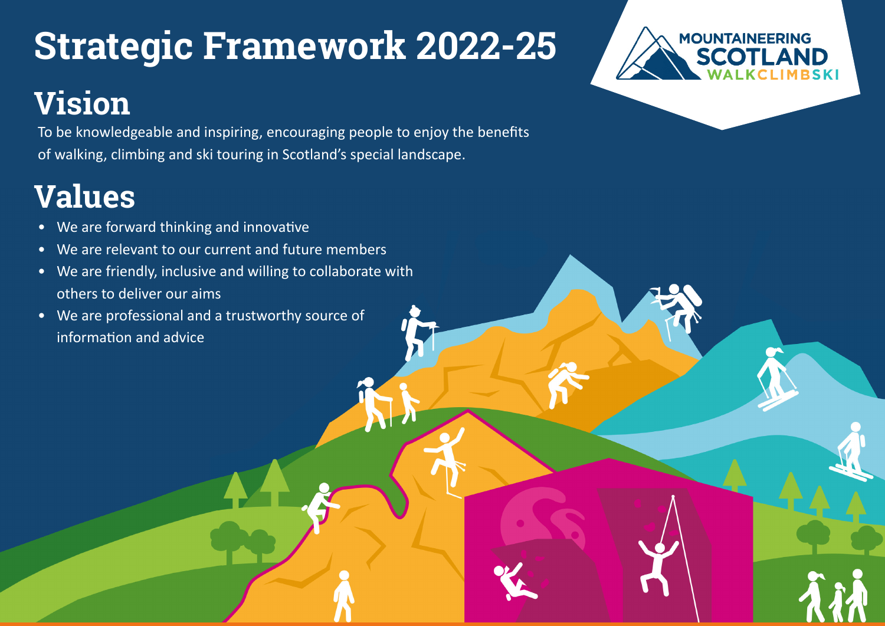# Strategic Framework 2022-25

## Vision

To be knowledgeable and inspiring, encouraging people to enjoy the benefits of walking, climbing and ski touring in Scotland's special landscape.

## Values

- We are forward thinking and innovative
- We are relevant to our current and future members
- We are friendly, inclusive and willing to collaborate with others to deliver our aims
- We are professional and a trustworthy source of information and advice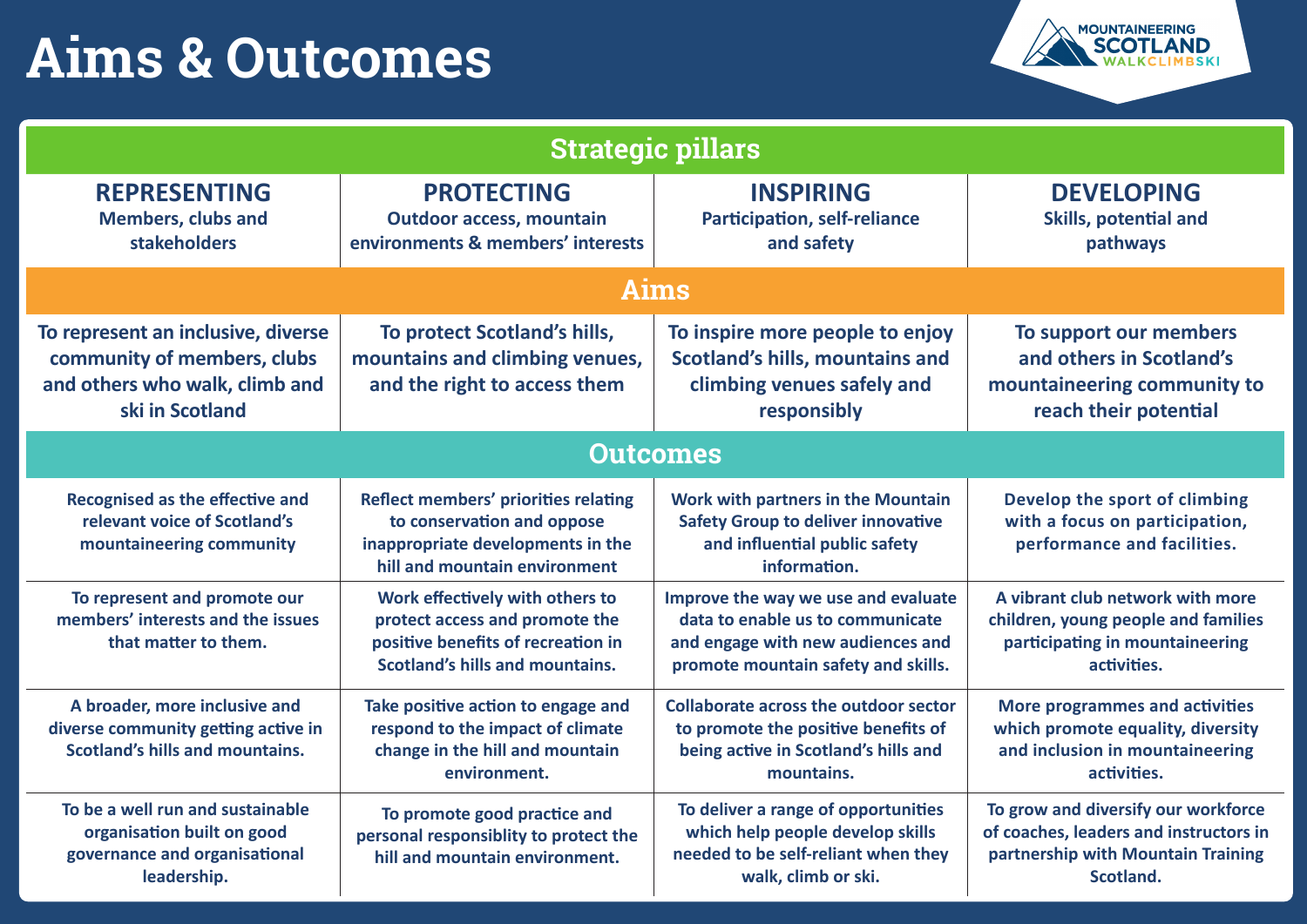# Aims & Outcomes

MOUNTAINEERING SCOTLAND
WALK CLIMB SKI

| Strategic pillars | | | |
|---|---|---|---|
| **REPRESENTING** Members, clubs and stakeholders | **PROTECTING** Outdoor access, mountain environments & members' interests | **INSPIRING** Participation, self-reliance and safety | **DEVELOPING** Skills, potential and pathways |
| **Aims** | | | |
| To represent an inclusive, diverse community of members, clubs and others who walk, climb and ski in Scotland | To protect Scotland's hills, mountains and climbing venues, and the right to access them | To inspire more people to enjoy Scotland's hills, mountains and climbing venues safely and responsibly | To support our members and others in Scotland's mountaineering community to reach their potential |
| **Outcomes** | | | |
| Recognised as the effective and relevant voice of Scotland's mountaineering community | Reflect members' priorities relating to conservation and oppose inappropriate developments in the hill and mountain environment | Work with partners in the Mountain Safety Group to deliver innovative and influential public safety information. | Develop the sport of climbing with a focus on participation, performance and facilities. |
| To represent and promote our members' interests and the issues that matter to them. | Work effectively with others to protect access and promote the positive benefits of recreation in Scotland's hills and mountains. | Improve the way we use and evaluate data to enable us to communicate and engage with new audiences and promote mountain safety and skills. | A vibrant club network with more children, young people and families participating in mountaineering activities. |
| A broader, more inclusive and diverse community getting active in Scotland's hills and mountains. | Take positive action to engage and respond to the impact of climate change in the hill and mountain environment. | Collaborate across the outdoor sector to promote the positive benefits of being active in Scotland's hills and mountains. | More programmes and activities which promote equality, diversity and inclusion in mountaineering activities. |
| To be a well run and sustainable organisation built on good governance and organisational leadership. | To promote good practice and personal responsiblity to protect the hill and mountain environment. | To deliver a range of opportunities which help people develop skills needed to be self-reliant when they walk, climb or ski. | To grow and diversify our workforce of coaches, leaders and instructors in partnership with Mountain Training Scotland. |